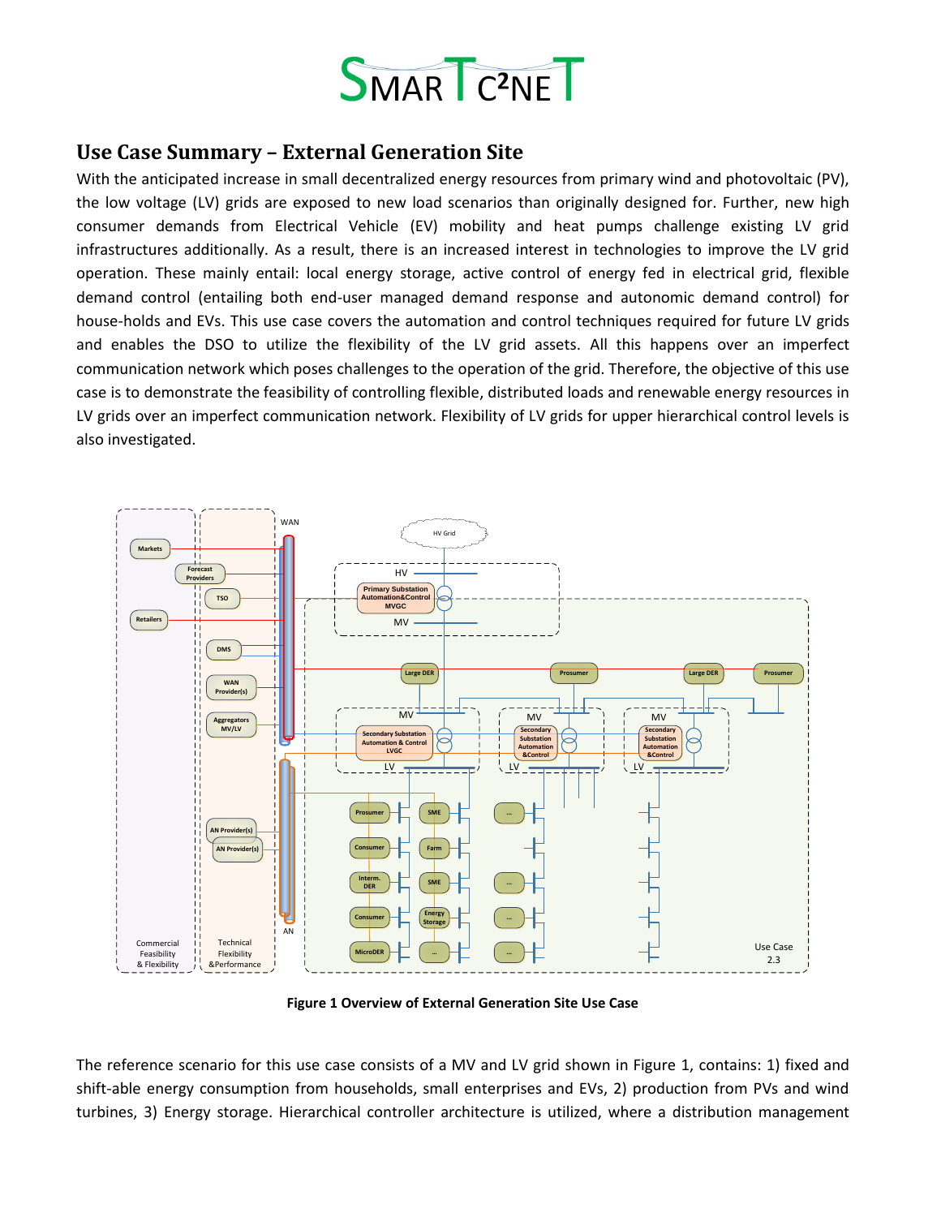# Use Case Summary – External Generation Site

With the anticipated increase in small decentralized energy resources from primary wind and photovoltaic (PV), the low voltage (LV) grids are exposed to new load scenarios than originally designed for. Further, new high consumer demands from Electrical Vehicle (EV) mobility and heat pumps challenge existing LV grid infrastructures additionally. As a result, there is an increased interest in technologies to improve the LV grid operation. These mainly entail: local energy storage, active control of energy fed in electrical grid, flexible demand control (entailing both end-user managed demand response and autonomic demand control) for house-holds and EVs. This use case covers the automation and control techniques required for future LV grids and enables the DSO to utilize the flexibility of the LV grid assets. All this happens over an imperfect communication network which poses challenges to the operation of the grid. Therefore, the objective of this use case is to demonstrate the feasibility of controlling flexible, distributed loads and renewable energy resources in LV grids over an imperfect communication network. Flexibility of LV grids for upper hierarchical control levels is also investigated.

**Figure 1 Overview of External Generation Site Use Case**

The reference scenario for this use case consists of a MV and LV grid shown in Figure 1, contains: 1) fixed and shift-able energy consumption from households, small enterprises and EVs, 2) production from PVs and wind turbines, 3) Energy storage. Hierarchical controller architecture is utilized, where a distribution management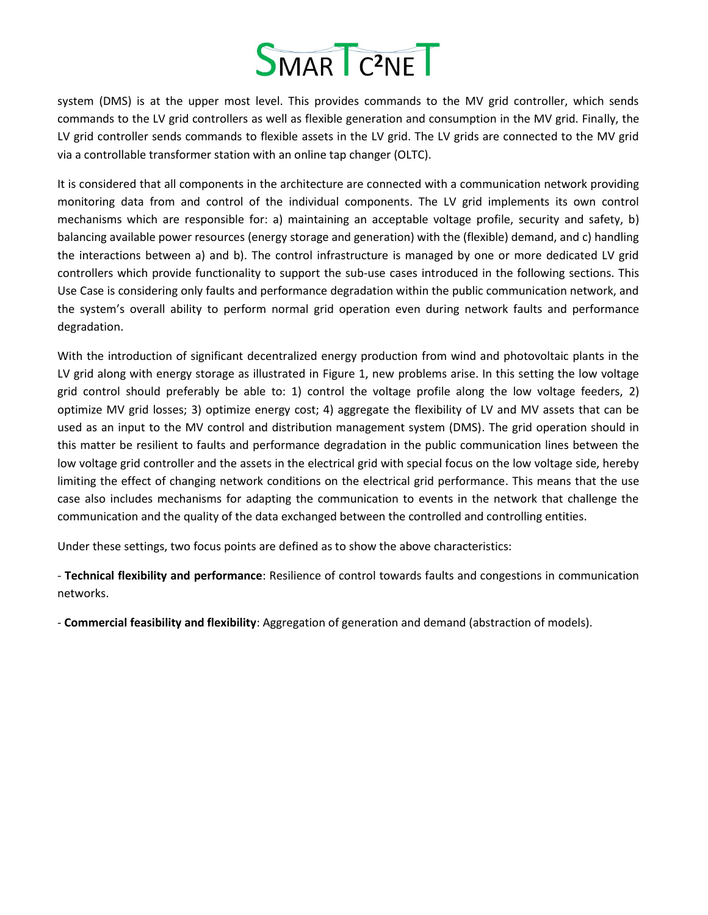system (DMS) is at the upper most level. This provides commands to the MV grid controller, which sends commands to the LV grid controllers as well as flexible generation and consumption in the MV grid. Finally, the LV grid controller sends commands to flexible assets in the LV grid. The LV grids are connected to the MV grid via a controllable transformer station with an online tap changer (OLTC).

It is considered that all components in the architecture are connected with a communication network providing monitoring data from and control of the individual components. The LV grid implements its own control mechanisms which are responsible for: a) maintaining an acceptable voltage profile, security and safety, b) balancing available power resources (energy storage and generation) with the (flexible) demand, and c) handling the interactions between a) and b). The control infrastructure is managed by one or more dedicated LV grid controllers which provide functionality to support the sub-use cases introduced in the following sections. This Use Case is considering only faults and performance degradation within the public communication network, and the system's overall ability to perform normal grid operation even during network faults and performance degradation.

With the introduction of significant decentralized energy production from wind and photovoltaic plants in the LV grid along with energy storage as illustrated in Figure 1, new problems arise. In this setting the low voltage grid control should preferably be able to: 1) control the voltage profile along the low voltage feeders, 2) optimize MV grid losses; 3) optimize energy cost; 4) aggregate the flexibility of LV and MV assets that can be used as an input to the MV control and distribution management system (DMS). The grid operation should in this matter be resilient to faults and performance degradation in the public communication lines between the low voltage grid controller and the assets in the electrical grid with special focus on the low voltage side, hereby limiting the effect of changing network conditions on the electrical grid performance. This means that the use case also includes mechanisms for adapting the communication to events in the network that challenge the communication and the quality of the data exchanged between the controlled and controlling entities.

Under these settings, two focus points are defined as to show the above characteristics:

- **Technical flexibility and performance**: Resilience of control towards faults and congestions in communication networks.

- **Commercial feasibility and flexibility**: Aggregation of generation and demand (abstraction of models).